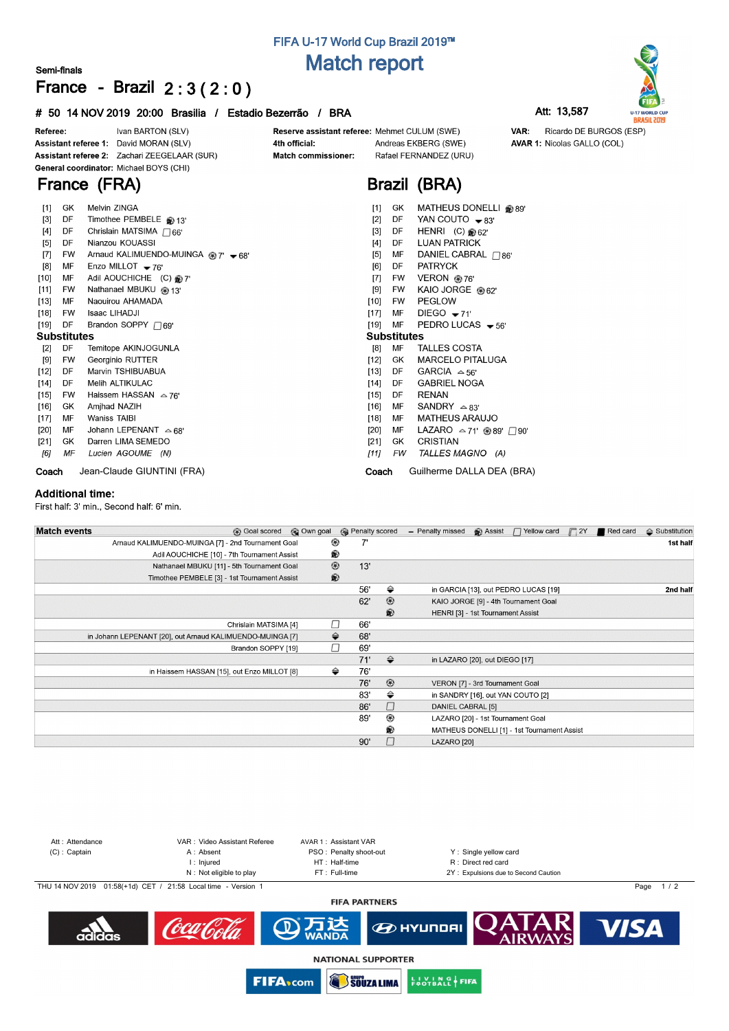# FIFA U-17 World Cup Brazil 2019™

## Match report

**Semi-finals**

# France - Brazil 2 : 3 ( 2 : 0 )

**# 50 14 NOV 2019 20:00 Brasilia / Estadio Bezerrão / BRA** Att: 13,587

| | | | | | |
|---|---|---|---|---|---|
| **Referee:** | Ivan BARTON (SLV) | **Reserve assistant referee:** | Mehmet CULUM (SWE) | **VAR:** | Ricardo DE BURGOS (ESP) |
| **Assistant referee 1:** | David MORAN (SLV) | **4th official:** | Andreas EKBERG (SWE) | **AVAR 1:** | Nicolas GALLO (COL) |
| **Assistant referee 2:** | Zachari ZEEGELAAR (SUR) | **Match commissioner:** | Rafael FERNANDEZ (URU) | | |
| **General coordinator:** | Michael BOYS (CHI) | | | | |

## France (FRA)

| No. | Pos | Player | Events |
|---|---|---|---|
| [1] | GK | Melvin ZINGA | |
| [3] | DF | Timothee PEMBELE | Assist 13' |
| [4] | DF | Chrislain MATSIMA | Yellow card 66' |
| [5] | DF | Nianzou KOUASSI | |
| [7] | FW | Arnaud KALIMUENDO-MUINGA | Goal 7', Out 68' |
| [8] | MF | Enzo MILLOT | Out 76' |
| [10] | MF | Adil AOUCHICHE (C) | Assist 7' |
| [11] | FW | Nathanael MBUKU | Goal 13' |
| [13] | MF | Naouirou AHAMADA | |
| [18] | FW | Isaac LIHADJI | |
| [19] | DF | Brandon SOPPY | Yellow card 69' |

### Substitutes

| No. | Pos | Player | Events |
|---|---|---|---|
| [2] | DF | Temitope AKINJOGUNLA | |
| [9] | FW | Georginio RUTTER | |
| [12] | DF | Marvin TSHIBUABUA | |
| [14] | DF | Melih ALTIKULAC | |
| [15] | FW | Haissem HASSAN | In 76' |
| [16] | GK | Amjhad NAZIH | |
| [17] | MF | Waniss TAIBI | |
| [20] | MF | Johann LEPENANT | In 68' |
| [21] | GK | Darren LIMA SEMEDO | |
| *[6]* | *MF* | *Lucien AGOUME (N)* | |

**Coach** Jean-Claude GIUNTINI (FRA)

## Brazil (BRA)

| No. | Pos | Player | Events |
|---|---|---|---|
| [1] | GK | MATHEUS DONELLI | Assist 89' |
| [2] | DF | YAN COUTO | Out 83' |
| [3] | DF | HENRI (C) | Assist 62' |
| [4] | DF | LUAN PATRICK | |
| [5] | MF | DANIEL CABRAL | Yellow card 86' |
| [6] | DF | PATRYCK | |
| [7] | FW | VERON | Goal 76' |
| [9] | FW | KAIO JORGE | Goal 62' |
| [10] | FW | PEGLOW | |
| [17] | MF | DIEGO | Out 71' |
| [19] | MF | PEDRO LUCAS | Out 56' |

### Substitutes

| No. | Pos | Player | Events |
|---|---|---|---|
| [8] | MF | TALLES COSTA | |
| [12] | GK | MARCELO PITALUGA | |
| [13] | DF | GARCIA | In 56' |
| [14] | DF | GABRIEL NOGA | |
| [15] | DF | RENAN | |
| [16] | MF | SANDRY | In 83' |
| [18] | MF | MATHEUS ARAUJO | |
| [20] | MF | LAZARO | In 71', Goal 89', Yellow card 90' |
| [21] | GK | CRISTIAN | |
| *[11]* | *FW* | *TALLES MAGNO (A)* | |

**Coach** Guilherme DALLA DEA (BRA)

### Additional time:

First half: 3' min., Second half: 6' min.

## Match events

Legend: Goal scored, Own goal, Penalty scored, Penalty missed, Assist, Yellow card, 2Y, Red card, Substitution

| France | Event | Minute | Event | Brazil | |
|---|---|---|---|---|---|
| Arnaud KALIMUENDO-MUINGA [7] - 2nd Tournament Goal | Goal | 7' | | | **1st half** |
| Adil AOUCHICHE [10] - 7th Tournament Assist | Assist | | | | |
| Nathanael MBUKU [11] - 5th Tournament Goal | Goal | 13' | | | |
| Timothee PEMBELE [3] - 1st Tournament Assist | Assist | | | | |
| | | 56' | Substitution | in GARCIA [13], out PEDRO LUCAS [19] | **2nd half** |
| | | 62' | Goal | KAIO JORGE [9] - 4th Tournament Goal | |
| | | | Assist | HENRI [3] - 1st Tournament Assist | |
| Chrislain MATSIMA [4] | Yellow card | 66' | | | |
| in Johann LEPENANT [20], out Arnaud KALIMUENDO-MUINGA [7] | Substitution | 68' | | | |
| Brandon SOPPY [19] | Yellow card | 69' | | | |
| | | 71' | Substitution | in LAZARO [20], out DIEGO [17] | |
| in Haissem HASSAN [15], out Enzo MILLOT [8] | Substitution | 76' | | | |
| | | 76' | Goal | VERON [7] - 3rd Tournament Goal | |
| | | 83' | Substitution | in SANDRY [16], out YAN COUTO [2] | |
| | | 86' | Yellow card | DANIEL CABRAL [5] | |
| | | 89' | Goal | LAZARO [20] - 1st Tournament Goal | |
| | | | Assist | MATHEUS DONELLI [1] - 1st Tournament Assist | |
| | | 90' | Yellow card | LAZARO [20] | |

Att : Attendance
(C) : Captain
VAR : Video Assistant Referee
A : Absent
I : Injured
N : Not eligible to play
AVAR 1 : Assistant VAR
PSO : Penalty shoot-out
HT : Half-time
FT : Full-time
Y : Single yellow card
R : Direct red card
2Y : Expulsions due to Second Caution

THU 14 NOV 2019 01:58(+1d) CET / 21:58 Local time - Version 1

**FIFA PARTNERS**

**NATIONAL SUPPORTER**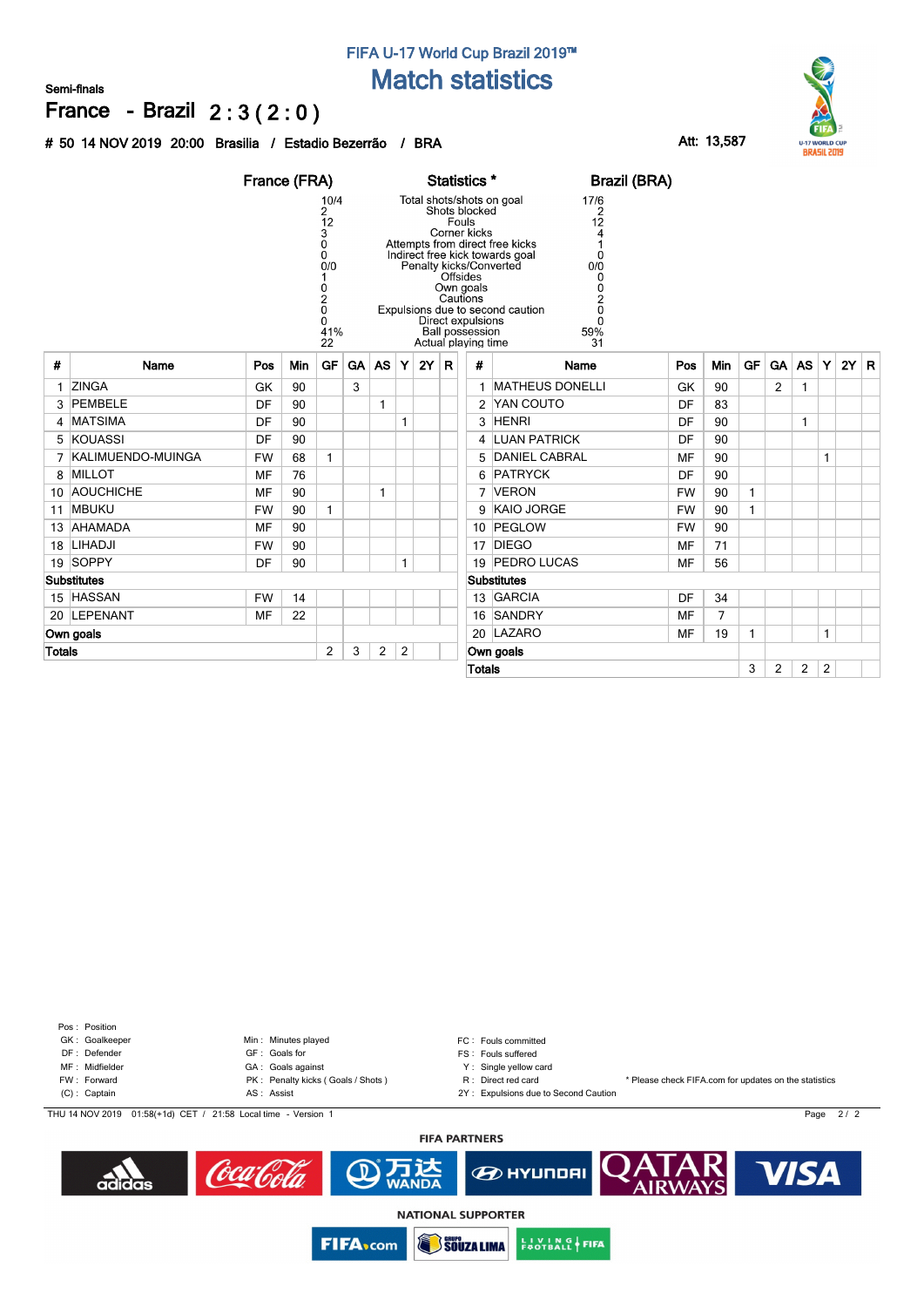# FIFA U-17 World Cup Brazil 2019™

## Match statistics

**Semi-finals**

## France - Brazil 2 : 3 ( 2 : 0 )

**# 50 14 NOV 2019 20:00 Brasilia / Estadio Bezerrão / BRA** Att: 13,587

| France (FRA) | Statistics * | Brazil (BRA) |
|---|---|---|
| 10/4 | Total shots/shots on goal | 17/6 |
| 2 | Shots blocked | 2 |
| 12 | Fouls | 12 |
| 3 | Corner kicks | 4 |
| 0 | Attempts from direct free kicks | 1 |
| 0 | Indirect free kick towards goal | 0 |
| 0/0 | Penalty kicks/Converted | 0/0 |
| 1 | Offsides | 0 |
| 0 | Own goals | 0 |
| 2 | Cautions | 2 |
| 0 | Expulsions due to second caution | 0 |
| 0 | Direct expulsions | 0 |
| 41% | Ball possession | 59% |
| 22 | Actual playing time | 31 |

| # | Name | Pos | Min | GF | GA | AS | Y | 2Y | R |
|---|---|---|---|---|---|---|---|---|---|
| 1 | ZINGA | GK | 90 | | 3 | | | | |
| 3 | PEMBELE | DF | 90 | | | 1 | | | |
| 4 | MATSIMA | DF | 90 | | | | 1 | | |
| 5 | KOUASSI | DF | 90 | | | | | | |
| 7 | KALIMUENDO-MUINGA | FW | 68 | 1 | | | | | |
| 8 | MILLOT | MF | 76 | | | | | | |
| 10 | AOUCHICHE | MF | 90 | | | 1 | | | |
| 11 | MBUKU | FW | 90 | 1 | | | | | |
| 13 | AHAMADA | MF | 90 | | | | | | |
| 18 | LIHADJI | FW | 90 | | | | | | |
| 19 | SOPPY | DF | 90 | | | | 1 | | |
| **Substitutes** | | | | | | | | | |
| 15 | HASSAN | FW | 14 | | | | | | |
| 20 | LEPENANT | MF | 22 | | | | | | |
| **Own goals** | | | | | | | | | |
| **Totals** | | | | 2 | 3 | 2 | 2 | | |

| # | Name | Pos | Min | GF | GA | AS | Y | 2Y | R |
|---|---|---|---|---|---|---|---|---|---|
| 1 | MATHEUS DONELLI | GK | 90 | | 2 | 1 | | | |
| 2 | YAN COUTO | DF | 83 | | | | | | |
| 3 | HENRI | DF | 90 | | | 1 | | | |
| 4 | LUAN PATRICK | DF | 90 | | | | | | |
| 5 | DANIEL CABRAL | MF | 90 | | | | 1 | | |
| 6 | PATRYCK | DF | 90 | | | | | | |
| 7 | VERON | FW | 90 | 1 | | | | | |
| 9 | KAIO JORGE | FW | 90 | 1 | | | | | |
| 10 | PEGLOW | FW | 90 | | | | | | |
| 17 | DIEGO | MF | 71 | | | | | | |
| 19 | PEDRO LUCAS | MF | 56 | | | | | | |
| **Substitutes** | | | | | | | | | |
| 13 | GARCIA | DF | 34 | | | | | | |
| 16 | SANDRY | MF | 7 | | | | | | |
| 20 | LAZARO | MF | 19 | 1 | | | 1 | | |
| **Own goals** | | | | | | | | | |
| **Totals** | | | | 3 | 2 | 2 | 2 | | |

Pos : Position
GK : Goalkeeper
DF : Defender
MF : Midfielder
FW : Forward
(C) : Captain

Min : Minutes played
GF : Goals for
GA : Goals against
PK : Penalty kicks ( Goals / Shots )
AS : Assist

FC : Fouls committed
FS : Fouls suffered
Y : Single yellow card
R : Direct red card
2Y : Expulsions due to Second Caution

* Please check FIFA.com for updates on the statistics

THU 14 NOV 2019 01:58(+1d) CET / 21:58 Local time - Version 1

FIFA PARTNERS

NATIONAL SUPPORTER